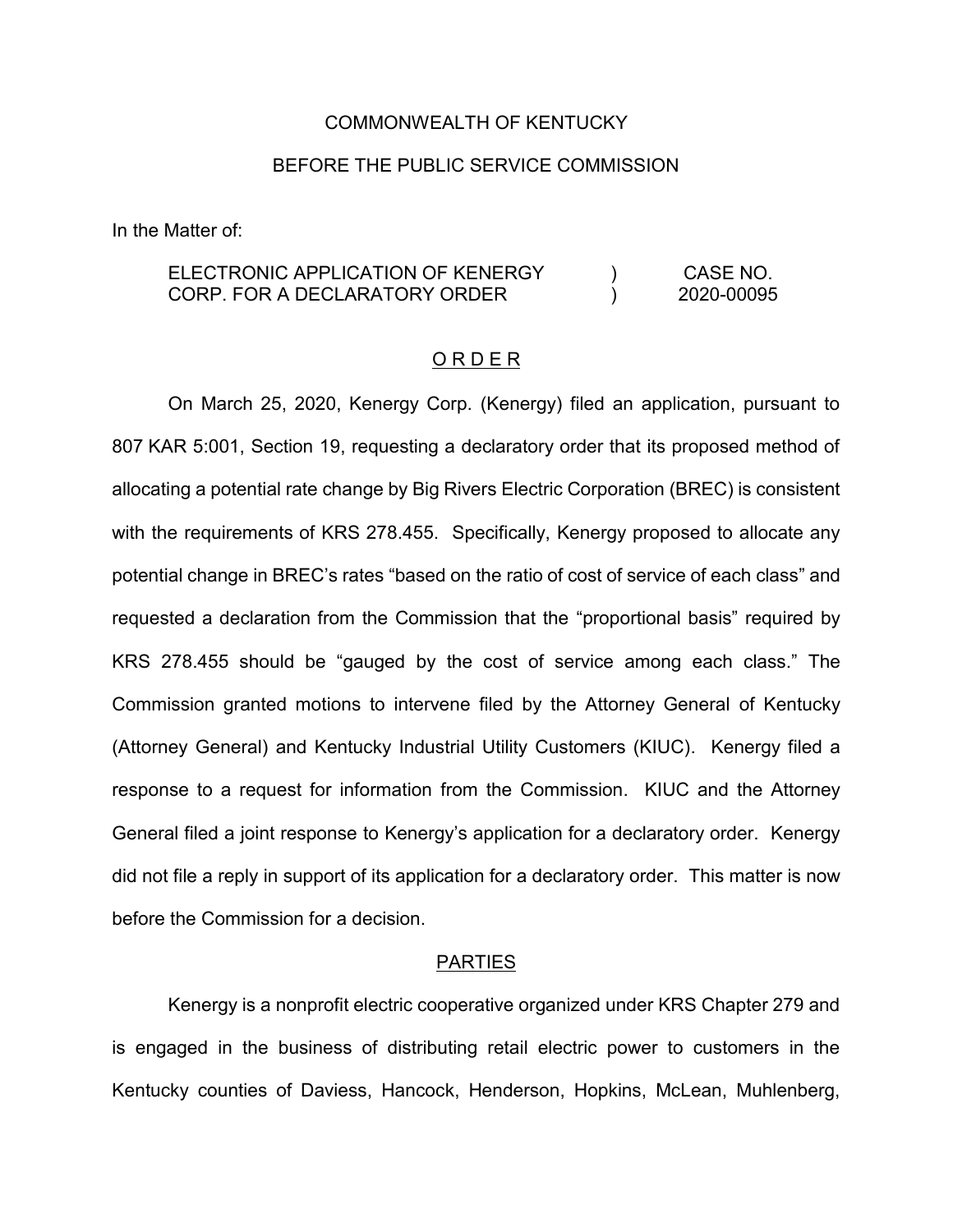COMMONWEALTH OF KENTUCKY

BEFORE THE PUBLIC SERVICE COMMISSION

In the Matter of:

| | | |
|---|---|---|
| ELECTRONIC APPLICATION OF KENERGY CORP. FOR A DECLARATORY ORDER | ) ) | CASE NO. 2020-00095 |

## O R D E R

On March 25, 2020, Kenergy Corp. (Kenergy) filed an application, pursuant to 807 KAR 5:001, Section 19, requesting a declaratory order that its proposed method of allocating a potential rate change by Big Rivers Electric Corporation (BREC) is consistent with the requirements of KRS 278.455. Specifically, Kenergy proposed to allocate any potential change in BREC's rates "based on the ratio of cost of service of each class" and requested a declaration from the Commission that the "proportional basis" required by KRS 278.455 should be "gauged by the cost of service among each class." The Commission granted motions to intervene filed by the Attorney General of Kentucky (Attorney General) and Kentucky Industrial Utility Customers (KIUC). Kenergy filed a response to a request for information from the Commission. KIUC and the Attorney General filed a joint response to Kenergy's application for a declaratory order. Kenergy did not file a reply in support of its application for a declaratory order. This matter is now before the Commission for a decision.

## PARTIES

Kenergy is a nonprofit electric cooperative organized under KRS Chapter 279 and is engaged in the business of distributing retail electric power to customers in the Kentucky counties of Daviess, Hancock, Henderson, Hopkins, McLean, Muhlenberg,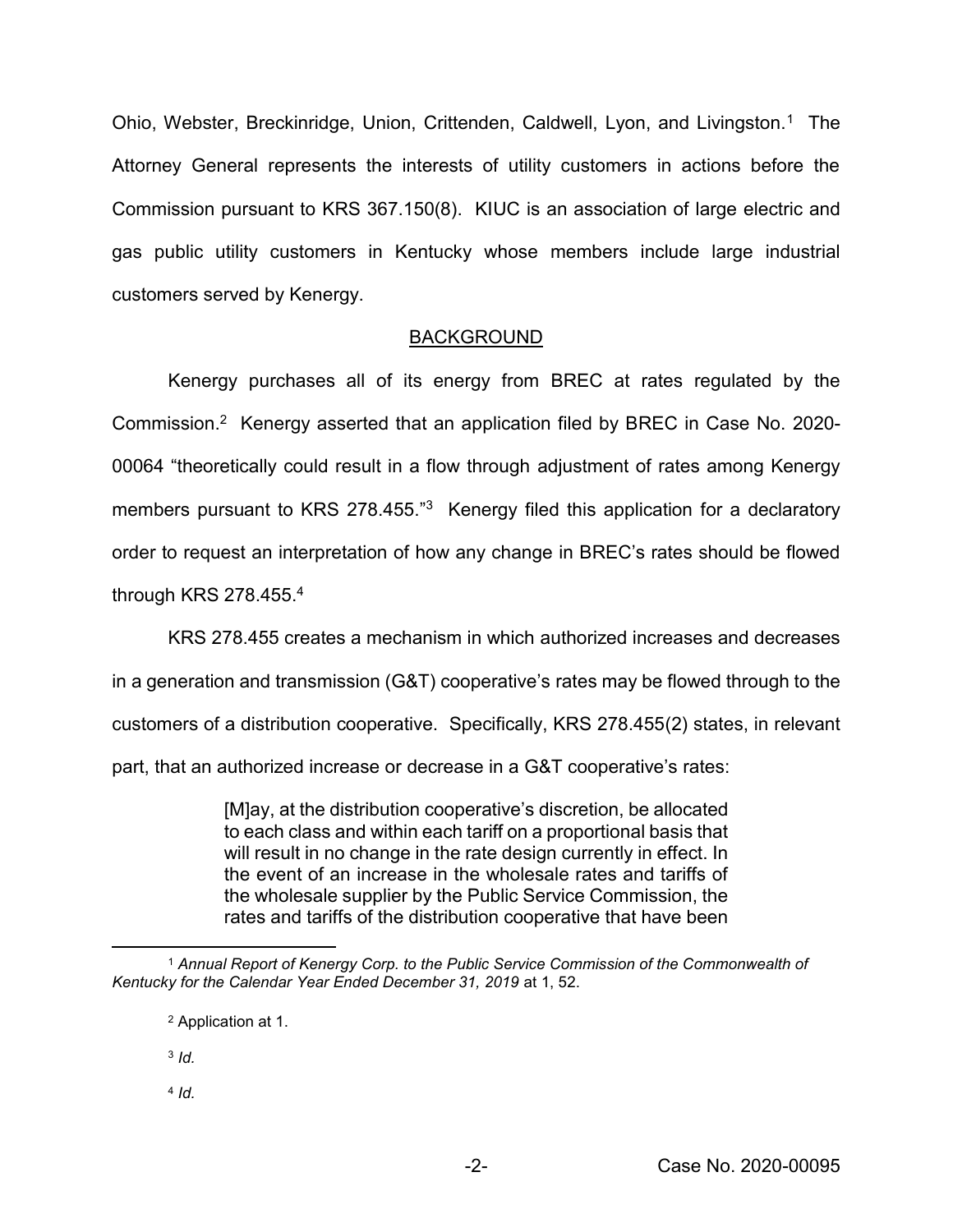Ohio, Webster, Breckinridge, Union, Crittenden, Caldwell, Lyon, and Livingston.[1] The Attorney General represents the interests of utility customers in actions before the Commission pursuant to KRS 367.150(8). KIUC is an association of large electric and gas public utility customers in Kentucky whose members include large industrial customers served by Kenergy.

## BACKGROUND

Kenergy purchases all of its energy from BREC at rates regulated by the Commission.[2] Kenergy asserted that an application filed by BREC in Case No. 2020-00064 "theoretically could result in a flow through adjustment of rates among Kenergy members pursuant to KRS 278.455."[3] Kenergy filed this application for a declaratory order to request an interpretation of how any change in BREC's rates should be flowed through KRS 278.455.[4]

KRS 278.455 creates a mechanism in which authorized increases and decreases in a generation and transmission (G&T) cooperative's rates may be flowed through to the customers of a distribution cooperative. Specifically, KRS 278.455(2) states, in relevant part, that an authorized increase or decrease in a G&T cooperative's rates:

> [M]ay, at the distribution cooperative's discretion, be allocated to each class and within each tariff on a proportional basis that will result in no change in the rate design currently in effect. In the event of an increase in the wholesale rates and tariffs of the wholesale supplier by the Public Service Commission, the rates and tariffs of the distribution cooperative that have been

---

[1] *Annual Report of Kenergy Corp. to the Public Service Commission of the Commonwealth of Kentucky for the Calendar Year Ended December 31, 2019* at 1, 52.

[2] Application at 1.

[3] *Id.*

[4] *Id.*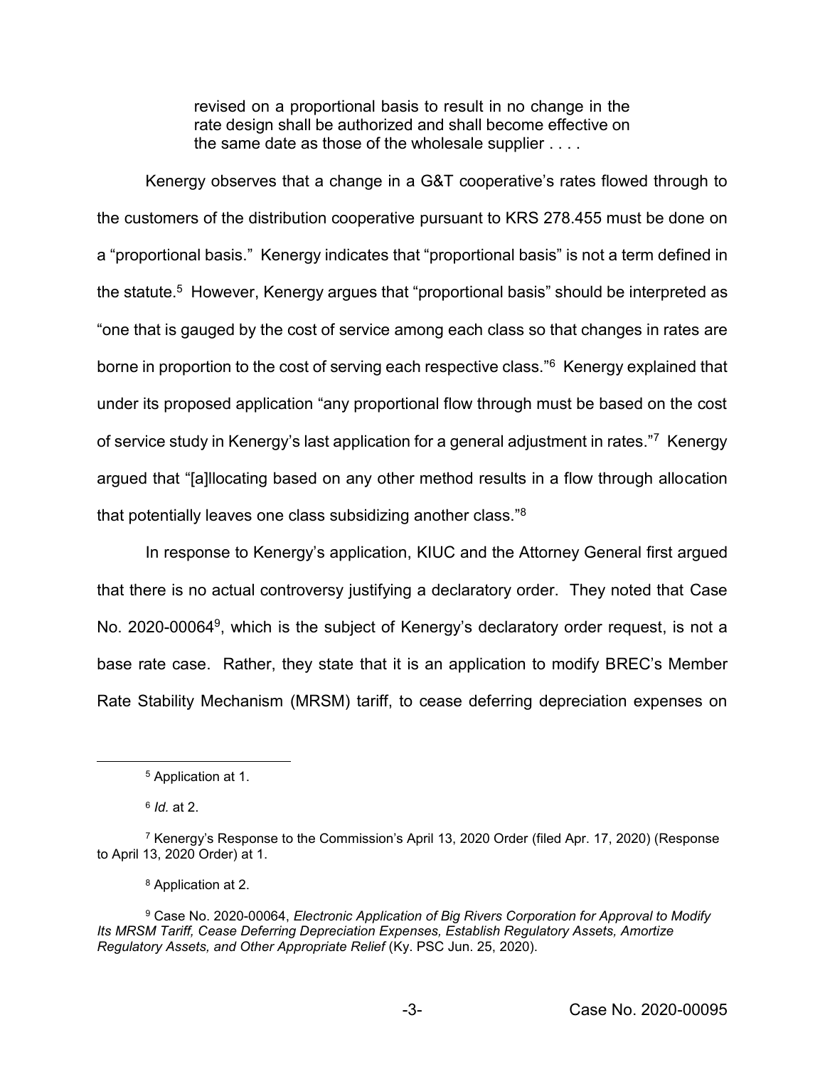> revised on a proportional basis to result in no change in the rate design shall be authorized and shall become effective on the same date as those of the wholesale supplier . . . .

Kenergy observes that a change in a G&T cooperative's rates flowed through to the customers of the distribution cooperative pursuant to KRS 278.455 must be done on a "proportional basis." Kenergy indicates that "proportional basis" is not a term defined in the statute.[5] However, Kenergy argues that "proportional basis" should be interpreted as "one that is gauged by the cost of service among each class so that changes in rates are borne in proportion to the cost of serving each respective class."[6] Kenergy explained that under its proposed application "any proportional flow through must be based on the cost of service study in Kenergy's last application for a general adjustment in rates."[7] Kenergy argued that "[a]llocating based on any other method results in a flow through allocation that potentially leaves one class subsidizing another class."[8]

In response to Kenergy's application, KIUC and the Attorney General first argued that there is no actual controversy justifying a declaratory order. They noted that Case No. 2020-00064[9], which is the subject of Kenergy's declaratory order request, is not a base rate case. Rather, they state that it is an application to modify BREC's Member Rate Stability Mechanism (MRSM) tariff, to cease deferring depreciation expenses on

---

[5] Application at 1.

[6] *Id.* at 2.

[7] Kenergy's Response to the Commission's April 13, 2020 Order (filed Apr. 17, 2020) (Response to April 13, 2020 Order) at 1.

[8] Application at 2.

[9] Case No. 2020-00064, *Electronic Application of Big Rivers Corporation for Approval to Modify Its MRSM Tariff, Cease Deferring Depreciation Expenses, Establish Regulatory Assets, Amortize Regulatory Assets, and Other Appropriate Relief* (Ky. PSC Jun. 25, 2020).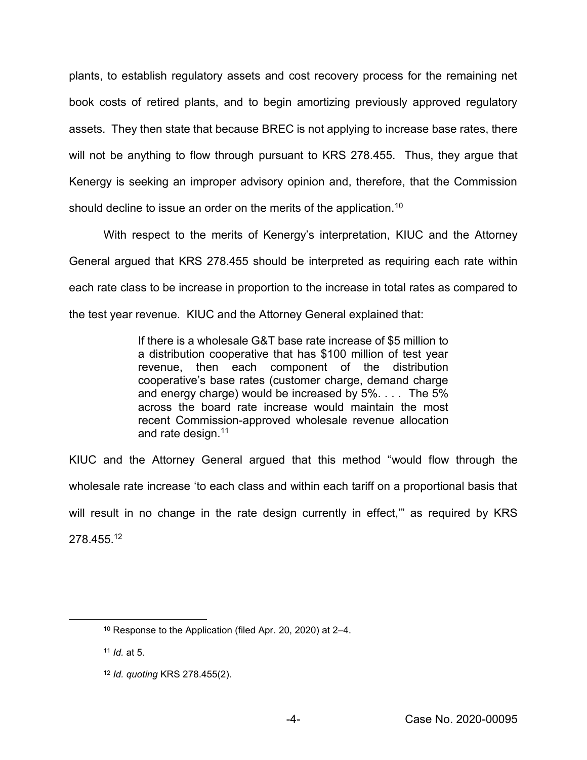plants, to establish regulatory assets and cost recovery process for the remaining net book costs of retired plants, and to begin amortizing previously approved regulatory assets. They then state that because BREC is not applying to increase base rates, there will not be anything to flow through pursuant to KRS 278.455. Thus, they argue that Kenergy is seeking an improper advisory opinion and, therefore, that the Commission should decline to issue an order on the merits of the application.[10]

With respect to the merits of Kenergy's interpretation, KIUC and the Attorney General argued that KRS 278.455 should be interpreted as requiring each rate within each rate class to be increase in proportion to the increase in total rates as compared to the test year revenue. KIUC and the Attorney General explained that:

> If there is a wholesale G&T base rate increase of $5 million to a distribution cooperative that has $100 million of test year revenue, then each component of the distribution cooperative's base rates (customer charge, demand charge and energy charge) would be increased by 5%. . . . The 5% across the board rate increase would maintain the most recent Commission-approved wholesale revenue allocation and rate design.[11]

KIUC and the Attorney General argued that this method "would flow through the wholesale rate increase 'to each class and within each tariff on a proportional basis that will result in no change in the rate design currently in effect,'" as required by KRS 278.455.[12]

---

[10] Response to the Application (filed Apr. 20, 2020) at 2–4.

[11] *Id.* at 5.

[12] *Id. quoting* KRS 278.455(2).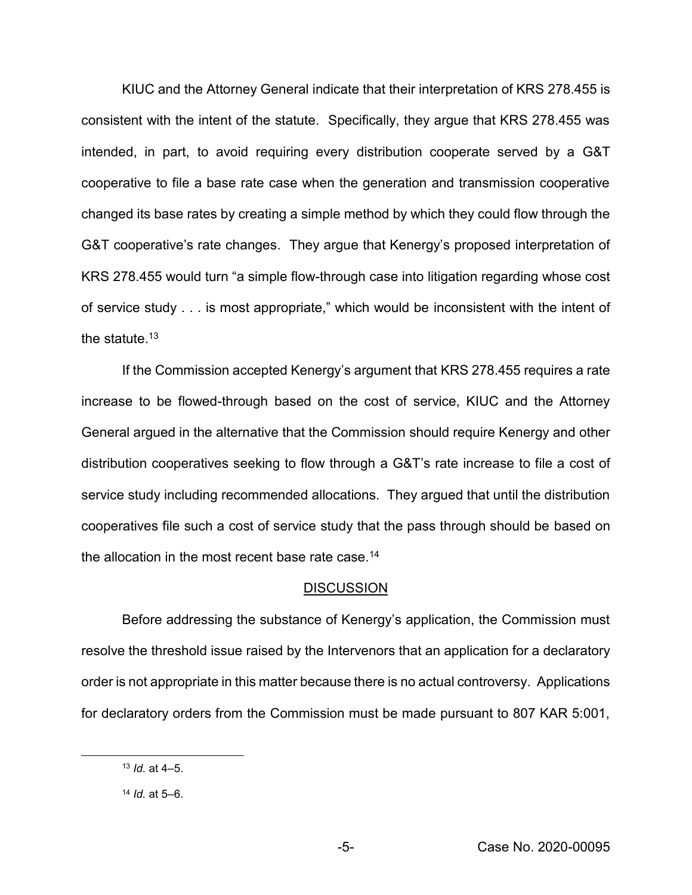KIUC and the Attorney General indicate that their interpretation of KRS 278.455 is consistent with the intent of the statute. Specifically, they argue that KRS 278.455 was intended, in part, to avoid requiring every distribution cooperate served by a G&T cooperative to file a base rate case when the generation and transmission cooperative changed its base rates by creating a simple method by which they could flow through the G&T cooperative's rate changes. They argue that Kenergy's proposed interpretation of KRS 278.455 would turn "a simple flow-through case into litigation regarding whose cost of service study . . . is most appropriate," which would be inconsistent with the intent of the statute.[13]

If the Commission accepted Kenergy's argument that KRS 278.455 requires a rate increase to be flowed-through based on the cost of service, KIUC and the Attorney General argued in the alternative that the Commission should require Kenergy and other distribution cooperatives seeking to flow through a G&T's rate increase to file a cost of service study including recommended allocations. They argued that until the distribution cooperatives file such a cost of service study that the pass through should be based on the allocation in the most recent base rate case.[14]

## DISCUSSION

Before addressing the substance of Kenergy's application, the Commission must resolve the threshold issue raised by the Intervenors that an application for a declaratory order is not appropriate in this matter because there is no actual controversy. Applications for declaratory orders from the Commission must be made pursuant to 807 KAR 5:001,

---

[13] *Id.* at 4–5.

[14] *Id.* at 5–6.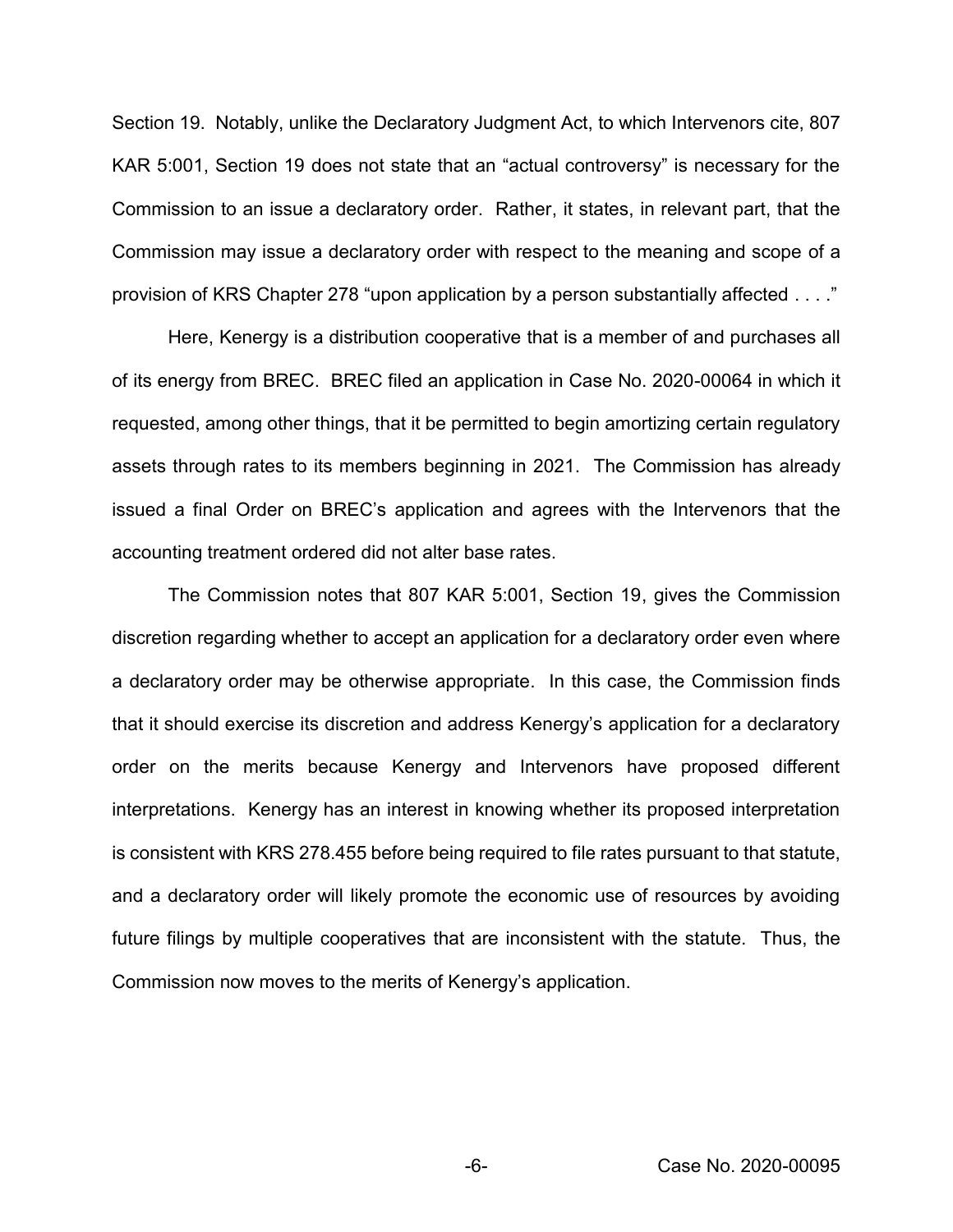Section 19. Notably, unlike the Declaratory Judgment Act, to which Intervenors cite, 807 KAR 5:001, Section 19 does not state that an "actual controversy" is necessary for the Commission to an issue a declaratory order. Rather, it states, in relevant part, that the Commission may issue a declaratory order with respect to the meaning and scope of a provision of KRS Chapter 278 "upon application by a person substantially affected . . . ."

Here, Kenergy is a distribution cooperative that is a member of and purchases all of its energy from BREC. BREC filed an application in Case No. 2020-00064 in which it requested, among other things, that it be permitted to begin amortizing certain regulatory assets through rates to its members beginning in 2021. The Commission has already issued a final Order on BREC's application and agrees with the Intervenors that the accounting treatment ordered did not alter base rates.

The Commission notes that 807 KAR 5:001, Section 19, gives the Commission discretion regarding whether to accept an application for a declaratory order even where a declaratory order may be otherwise appropriate. In this case, the Commission finds that it should exercise its discretion and address Kenergy's application for a declaratory order on the merits because Kenergy and Intervenors have proposed different interpretations. Kenergy has an interest in knowing whether its proposed interpretation is consistent with KRS 278.455 before being required to file rates pursuant to that statute, and a declaratory order will likely promote the economic use of resources by avoiding future filings by multiple cooperatives that are inconsistent with the statute. Thus, the Commission now moves to the merits of Kenergy's application.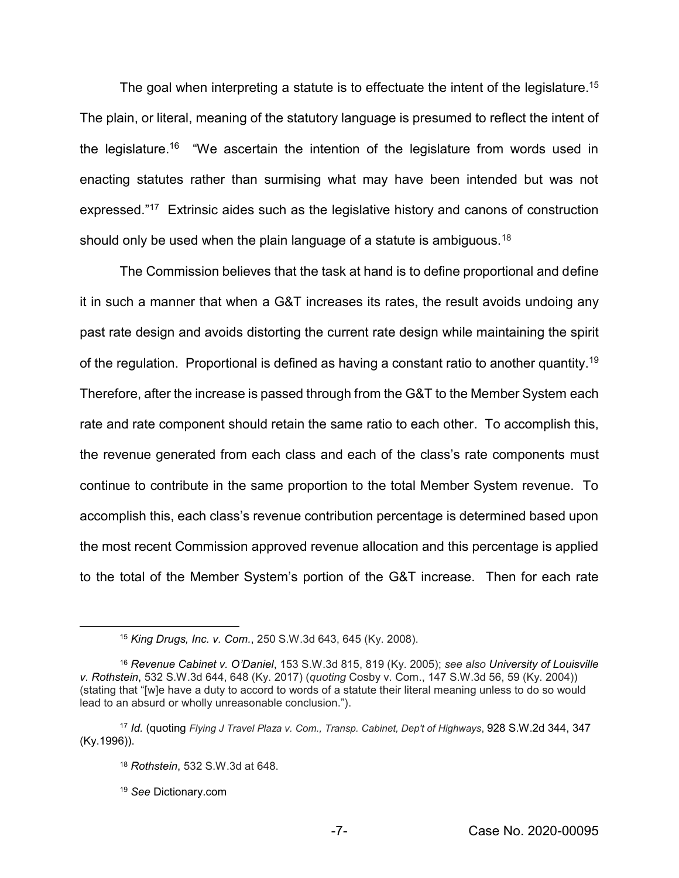The goal when interpreting a statute is to effectuate the intent of the legislature.[15] The plain, or literal, meaning of the statutory language is presumed to reflect the intent of the legislature.[16] "We ascertain the intention of the legislature from words used in enacting statutes rather than surmising what may have been intended but was not expressed."[17] Extrinsic aides such as the legislative history and canons of construction should only be used when the plain language of a statute is ambiguous.[18]

The Commission believes that the task at hand is to define proportional and define it in such a manner that when a G&T increases its rates, the result avoids undoing any past rate design and avoids distorting the current rate design while maintaining the spirit of the regulation. Proportional is defined as having a constant ratio to another quantity.[19] Therefore, after the increase is passed through from the G&T to the Member System each rate and rate component should retain the same ratio to each other. To accomplish this, the revenue generated from each class and each of the class's rate components must continue to contribute in the same proportion to the total Member System revenue. To accomplish this, each class's revenue contribution percentage is determined based upon the most recent Commission approved revenue allocation and this percentage is applied to the total of the Member System's portion of the G&T increase. Then for each rate

---

[15] *King Drugs, Inc. v. Com.*, 250 S.W.3d 643, 645 (Ky. 2008).

[16] *Revenue Cabinet v. O'Daniel*, 153 S.W.3d 815, 819 (Ky. 2005); *see also* ***University of Louisville v. Rothstein***, 532 S.W.3d 644, 648 (Ky. 2017) (*quoting* Cosby v. Com., 147 S.W.3d 56, 59 (Ky. 2004)) (stating that "[w]e have a duty to accord to words of a statute their literal meaning unless to do so would lead to an absurd or wholly unreasonable conclusion.").

[17] *Id.* (quoting *Flying J Travel Plaza v. Com., Transp. Cabinet, Dep't of Highways*, 928 S.W.2d 344, 347 (Ky.1996)).

[18] *Rothstein*, 532 S.W.3d at 648.

[19] *See* Dictionary.com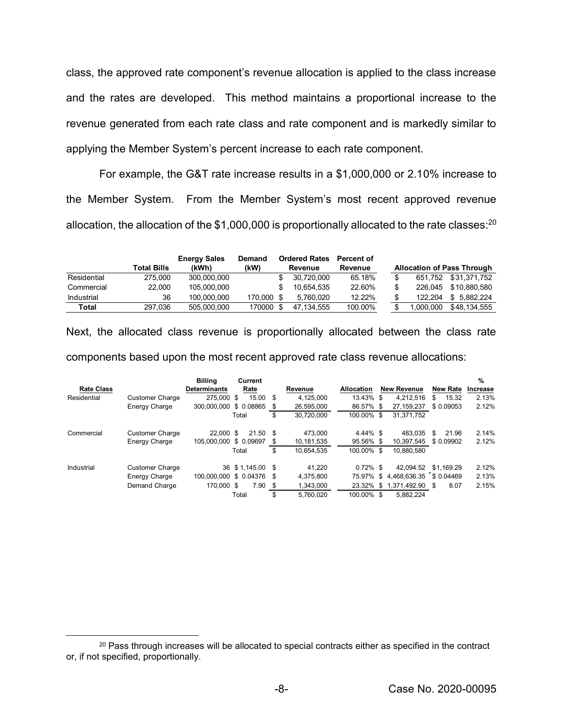class, the approved rate component's revenue allocation is applied to the class increase and the rates are developed. This method maintains a proportional increase to the revenue generated from each rate class and rate component and is markedly similar to applying the Member System's percent increase to each rate component.

For example, the G&T rate increase results in a $1,000,000 or 2.10% increase to the Member System. From the Member System's most recent approved revenue allocation, the allocation of the $1,000,000 is proportionally allocated to the rate classes:[20]

| | Total Bills | Energy Sales (kWh) | Demand (kW) | Ordered Rates Revenue | Percent of Revenue | Allocation of Pass Through | |
|---|---|---|---|---|---|---|---|
| Residential | 275,000 | 300,000,000 | | $ 30,720,000 | 65.18% | $ 651,752 | $31,371,752 |
| Commercial | 22,000 | 105,000,000 | | $ 10,654,535 | 22.60% | $ 226,045 | $10,880,580 |
| Industrial | 36 | 100,000,000 | 170,000 | $ 5,760,020 | 12.22% | $ 122,204 | $ 5,882,224 |
| **Total** | 297,036 | 505,000,000 | 170000 | $ 47,134,555 | 100.00% | $ 1,000,000 | $48,134,555 |

Next, the allocated class revenue is proportionally allocated between the class rate components based upon the most recent approved rate class revenue allocations:

| Rate Class | | Billing Determinants | Current Rate | Revenue | Allocation | New Revenue | New Rate | % Increase |
|---|---|---|---|---|---|---|---|---|
| Residential | Customer Charge | 275,000 | $ 15.00 | $ 4,125,000 | 13.43% | $ 4,212,516 | $ 15.32 | 2.13% |
| | Energy Charge | 300,000,000 | $ 0.08865 | $ 26,595,000 | 86.57% | $ 27,159,237 | $ 0.09053 | 2.12% |
| | | | Total | $ 30,720,000 | 100.00% | $ 31,371,752 | | |
| Commercial | Customer Charge | 22,000 | $ 21.50 | $ 473,000 | 4.44% | $ 483,035 | $ 21.96 | 2.14% |
| | Energy Charge | 105,000,000 | $ 0.09697 | $ 10,181,535 | 95.56% | $ 10,397,545 | $ 0.09902 | 2.12% |
| | | | Total | $ 10,654,535 | 100.00% | $ 10,880,580 | | |
| Industrial | Customer Charge | 36 | $ 1,145.00 | $ 41,220 | 0.72% | $ 42,094.52 | $1,169.29 | 2.12% |
| | Energy Charge | 100,000,000 | $ 0.04376 | $ 4,375,800 | 75.97% | $ 4,468,636.35 | $ 0.04469 | 2.13% |
| | Demand Charge | 170,000 | $ 7.90 | $ 1,343,000 | 23.32% | $ 1,371,492.90 | $ 8.07 | 2.15% |
| | | | Total | $ 5,760,020 | 100.00% | $ 5,882,224 | | |

[20] Pass through increases will be allocated to special contracts either as specified in the contract or, if not specified, proportionally.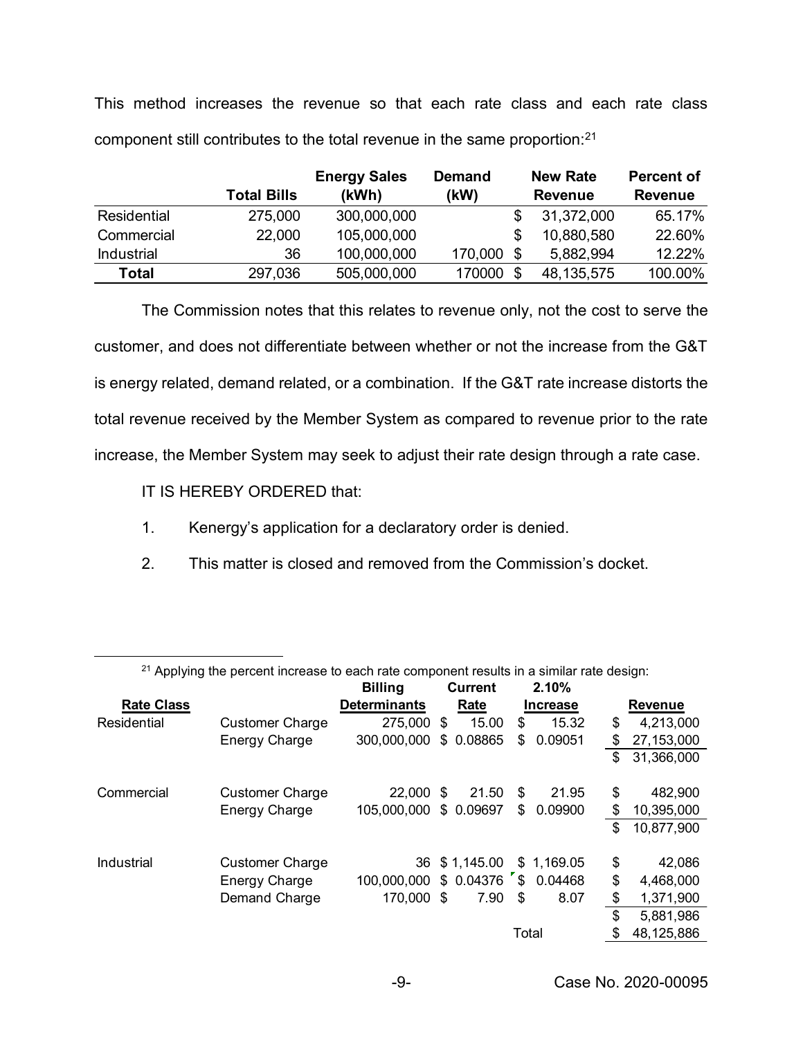This method increases the revenue so that each rate class and each rate class component still contributes to the total revenue in the same proportion:[21]

| | Total Bills | Energy Sales (kWh) | Demand (kW) | New Rate Revenue | Percent of Revenue |
|---|---|---|---|---|---|
| Residential | 275,000 | 300,000,000 | | $ 31,372,000 | 65.17% |
| Commercial | 22,000 | 105,000,000 | | $ 10,880,580 | 22.60% |
| Industrial | 36 | 100,000,000 | 170,000 | $ 5,882,994 | 12.22% |
| **Total** | 297,036 | 505,000,000 | 170000 | $ 48,135,575 | 100.00% |

The Commission notes that this relates to revenue only, not the cost to serve the customer, and does not differentiate between whether or not the increase from the G&T is energy related, demand related, or a combination. If the G&T rate increase distorts the total revenue received by the Member System as compared to revenue prior to the rate increase, the Member System may seek to adjust their rate design through a rate case.

IT IS HEREBY ORDERED that:

1. Kenergy's application for a declaratory order is denied.
2. This matter is closed and removed from the Commission's docket.

---

[21] Applying the percent increase to each rate component results in a similar rate design:

| Rate Class | | Billing Determinants | Current Rate | 2.10% Increase | Revenue |
|---|---|---|---|---|---|
| Residential | Customer Charge | 275,000 | $ 15.00 | $ 15.32 | $ 4,213,000 |
| | Energy Charge | 300,000,000 | $ 0.08865 | $ 0.09051 | $ 27,153,000 |
| | | | | | $ 31,366,000 |
| Commercial | Customer Charge | 22,000 | $ 21.50 | $ 21.95 | $ 482,900 |
| | Energy Charge | 105,000,000 | $ 0.09697 | $ 0.09900 | $ 10,395,000 |
| | | | | | $ 10,877,900 |
| Industrial | Customer Charge | 36 | $ 1,145.00 | $ 1,169.05 | $ 42,086 |
| | Energy Charge | 100,000,000 | $ 0.04376 | $ 0.04468 | $ 4,468,000 |
| | Demand Charge | 170,000 | $ 7.90 | $ 8.07 | $ 1,371,900 |
| | | | | | $ 5,881,986 |
| | | | | Total | $ 48,125,886 |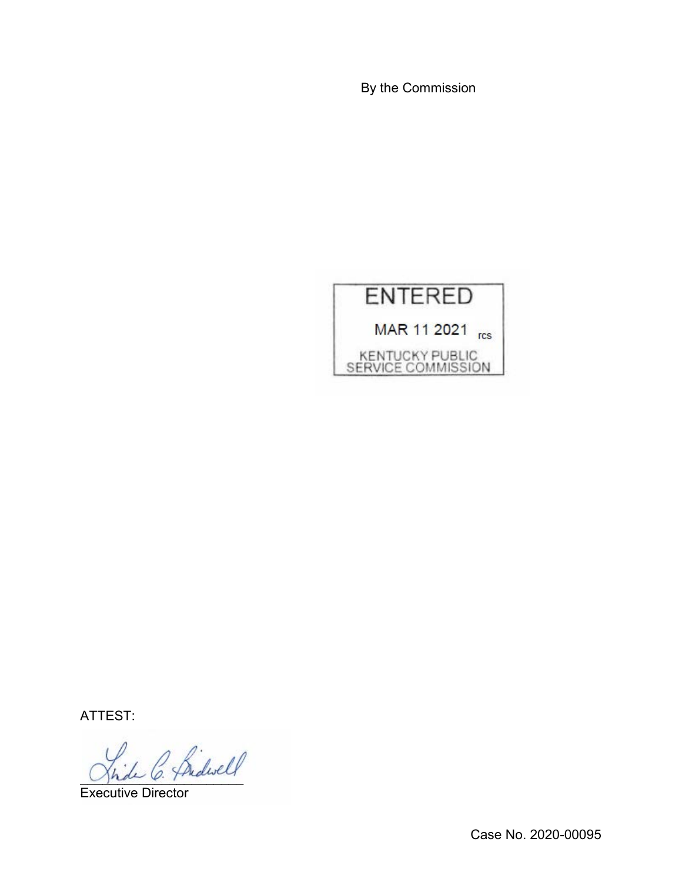By the Commission

ENTERED

MAR 11 2021 rcs

KENTUCKY PUBLIC SERVICE COMMISSION

ATTEST:

Executive Director

Case No. 2020-00095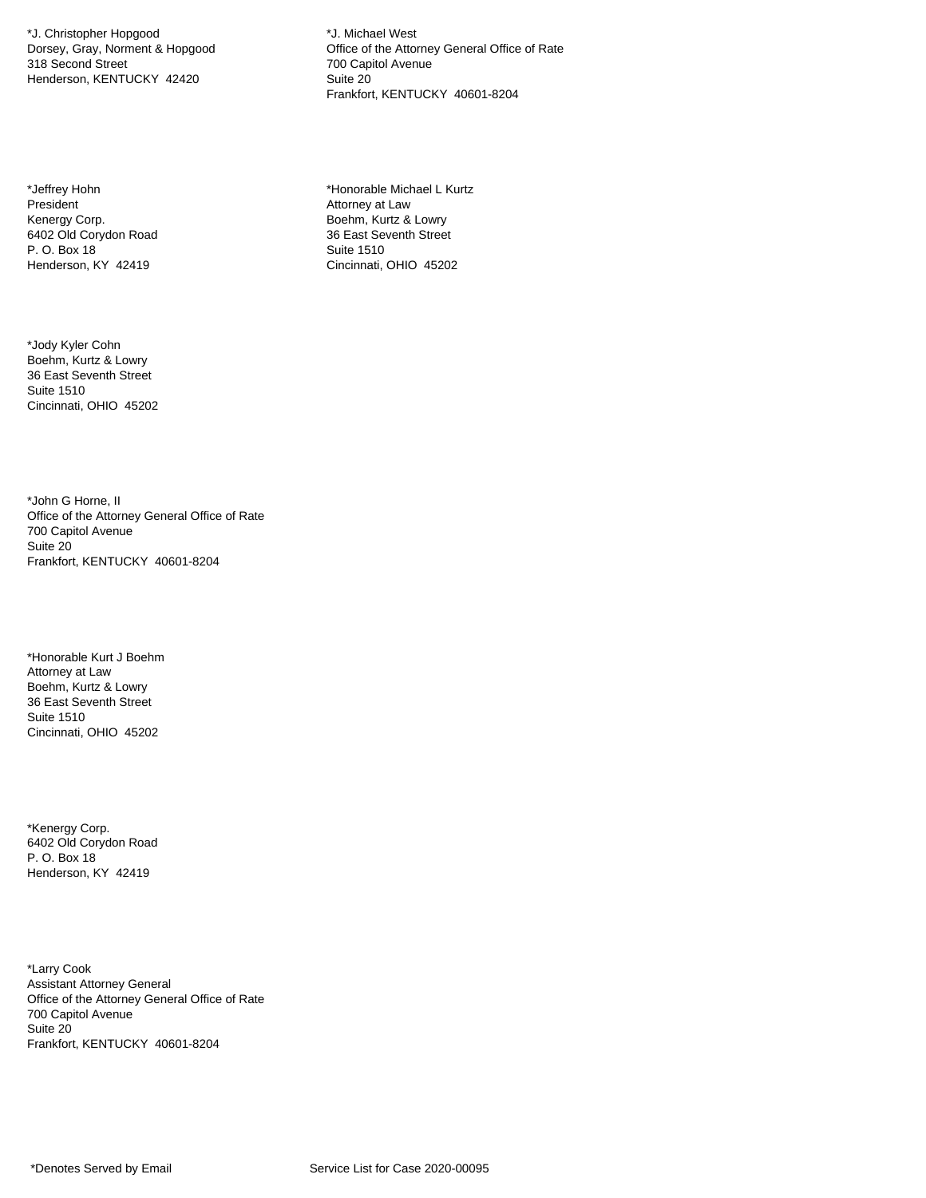*J. Christopher Hopgood
Dorsey, Gray, Norment & Hopgood
318 Second Street
Henderson, KENTUCKY 42420

*J. Michael West
Office of the Attorney General Office of Rate
700 Capitol Avenue
Suite 20
Frankfort, KENTUCKY 40601-8204

*Jeffrey Hohn
President
Kenergy Corp.
6402 Old Corydon Road
P. O. Box 18
Henderson, KY 42419

*Honorable Michael L Kurtz
Attorney at Law
Boehm, Kurtz & Lowry
36 East Seventh Street
Suite 1510
Cincinnati, OHIO 45202

*Jody Kyler Cohn
Boehm, Kurtz & Lowry
36 East Seventh Street
Suite 1510
Cincinnati, OHIO 45202

*John G Horne, II
Office of the Attorney General Office of Rate
700 Capitol Avenue
Suite 20
Frankfort, KENTUCKY 40601-8204

*Honorable Kurt J Boehm
Attorney at Law
Boehm, Kurtz & Lowry
36 East Seventh Street
Suite 1510
Cincinnati, OHIO 45202

*Kenergy Corp.
6402 Old Corydon Road
P. O. Box 18
Henderson, KY 42419

*Larry Cook
Assistant Attorney General
Office of the Attorney General Office of Rate
700 Capitol Avenue
Suite 20
Frankfort, KENTUCKY 40601-8204

*Denotes Served by Email

Service List for Case 2020-00095